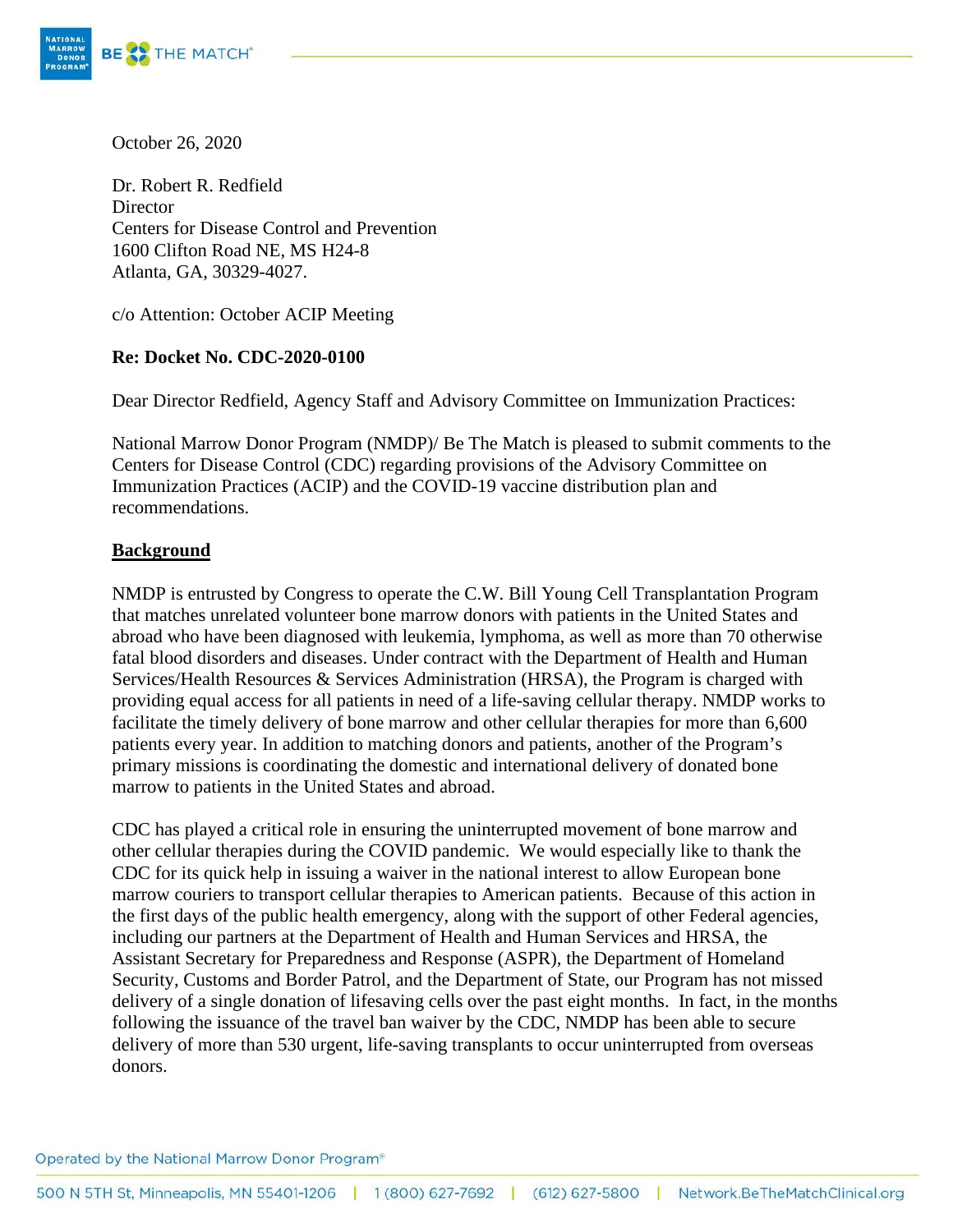October 26, 2020

Dr. Robert R. Redfield
Director
Centers for Disease Control and Prevention
1600 Clifton Road NE, MS H24-8
Atlanta, GA, 30329-4027.

c/o Attention: October ACIP Meeting

**Re: Docket No. CDC-2020-0100**

Dear Director Redfield, Agency Staff and Advisory Committee on Immunization Practices:

National Marrow Donor Program (NMDP)/ Be The Match is pleased to submit comments to the Centers for Disease Control (CDC) regarding provisions of the Advisory Committee on Immunization Practices (ACIP) and the COVID-19 vaccine distribution plan and recommendations.

## Background

NMDP is entrusted by Congress to operate the C.W. Bill Young Cell Transplantation Program that matches unrelated volunteer bone marrow donors with patients in the United States and abroad who have been diagnosed with leukemia, lymphoma, as well as more than 70 otherwise fatal blood disorders and diseases. Under contract with the Department of Health and Human Services/Health Resources & Services Administration (HRSA), the Program is charged with providing equal access for all patients in need of a life-saving cellular therapy. NMDP works to facilitate the timely delivery of bone marrow and other cellular therapies for more than 6,600 patients every year. In addition to matching donors and patients, another of the Program's primary missions is coordinating the domestic and international delivery of donated bone marrow to patients in the United States and abroad.

CDC has played a critical role in ensuring the uninterrupted movement of bone marrow and other cellular therapies during the COVID pandemic. We would especially like to thank the CDC for its quick help in issuing a waiver in the national interest to allow European bone marrow couriers to transport cellular therapies to American patients. Because of this action in the first days of the public health emergency, along with the support of other Federal agencies, including our partners at the Department of Health and Human Services and HRSA, the Assistant Secretary for Preparedness and Response (ASPR), the Department of Homeland Security, Customs and Border Patrol, and the Department of State, our Program has not missed delivery of a single donation of lifesaving cells over the past eight months. In fact, in the months following the issuance of the travel ban waiver by the CDC, NMDP has been able to secure delivery of more than 530 urgent, life-saving transplants to occur uninterrupted from overseas donors.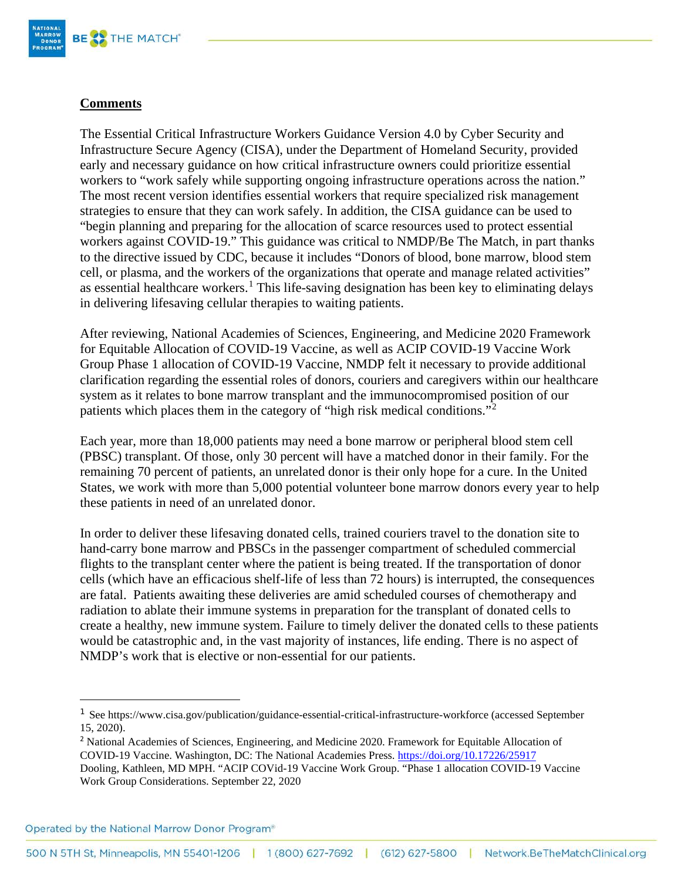**Comments**

The Essential Critical Infrastructure Workers Guidance Version 4.0 by Cyber Security and Infrastructure Secure Agency (CISA), under the Department of Homeland Security, provided early and necessary guidance on how critical infrastructure owners could prioritize essential workers to "work safely while supporting ongoing infrastructure operations across the nation." The most recent version identifies essential workers that require specialized risk management strategies to ensure that they can work safely. In addition, the CISA guidance can be used to "begin planning and preparing for the allocation of scarce resources used to protect essential workers against COVID-19." This guidance was critical to NMDP/Be The Match, in part thanks to the directive issued by CDC, because it includes "Donors of blood, bone marrow, blood stem cell, or plasma, and the workers of the organizations that operate and manage related activities" as essential healthcare workers.[1] This life-saving designation has been key to eliminating delays in delivering lifesaving cellular therapies to waiting patients.

After reviewing, National Academies of Sciences, Engineering, and Medicine 2020 Framework for Equitable Allocation of COVID-19 Vaccine, as well as ACIP COVID-19 Vaccine Work Group Phase 1 allocation of COVID-19 Vaccine, NMDP felt it necessary to provide additional clarification regarding the essential roles of donors, couriers and caregivers within our healthcare system as it relates to bone marrow transplant and the immunocompromised position of our patients which places them in the category of "high risk medical conditions."[2]

Each year, more than 18,000 patients may need a bone marrow or peripheral blood stem cell (PBSC) transplant. Of those, only 30 percent will have a matched donor in their family. For the remaining 70 percent of patients, an unrelated donor is their only hope for a cure. In the United States, we work with more than 5,000 potential volunteer bone marrow donors every year to help these patients in need of an unrelated donor.

In order to deliver these lifesaving donated cells, trained couriers travel to the donation site to hand-carry bone marrow and PBSCs in the passenger compartment of scheduled commercial flights to the transplant center where the patient is being treated. If the transportation of donor cells (which have an efficacious shelf-life of less than 72 hours) is interrupted, the consequences are fatal. Patients awaiting these deliveries are amid scheduled courses of chemotherapy and radiation to ablate their immune systems in preparation for the transplant of donated cells to create a healthy, new immune system. Failure to timely deliver the donated cells to these patients would be catastrophic and, in the vast majority of instances, life ending. There is no aspect of NMDP's work that is elective or non-essential for our patients.

---

[1] See https://www.cisa.gov/publication/guidance-essential-critical-infrastructure-workforce (accessed September 15, 2020).

[2] National Academies of Sciences, Engineering, and Medicine 2020. Framework for Equitable Allocation of COVID-19 Vaccine. Washington, DC: The National Academies Press. https://doi.org/10.17226/25917
Dooling, Kathleen, MD MPH. "ACIP COVid-19 Vaccine Work Group. "Phase 1 allocation COVID-19 Vaccine Work Group Considerations. September 22, 2020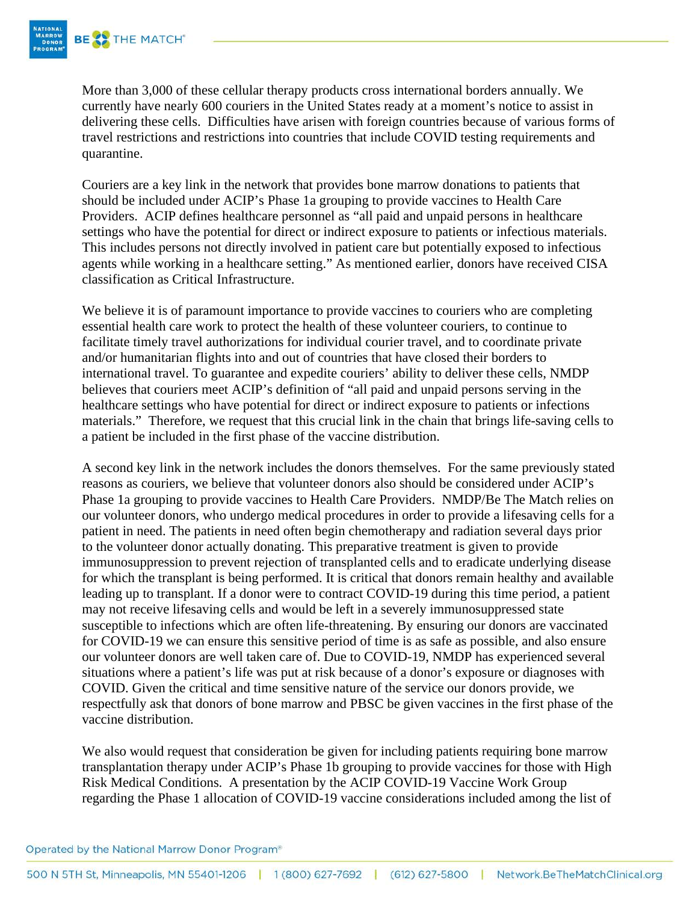More than 3,000 of these cellular therapy products cross international borders annually. We currently have nearly 600 couriers in the United States ready at a moment's notice to assist in delivering these cells. Difficulties have arisen with foreign countries because of various forms of travel restrictions and restrictions into countries that include COVID testing requirements and quarantine.

Couriers are a key link in the network that provides bone marrow donations to patients that should be included under ACIP's Phase 1a grouping to provide vaccines to Health Care Providers. ACIP defines healthcare personnel as "all paid and unpaid persons in healthcare settings who have the potential for direct or indirect exposure to patients or infectious materials. This includes persons not directly involved in patient care but potentially exposed to infectious agents while working in a healthcare setting." As mentioned earlier, donors have received CISA classification as Critical Infrastructure.

We believe it is of paramount importance to provide vaccines to couriers who are completing essential health care work to protect the health of these volunteer couriers, to continue to facilitate timely travel authorizations for individual courier travel, and to coordinate private and/or humanitarian flights into and out of countries that have closed their borders to international travel. To guarantee and expedite couriers' ability to deliver these cells, NMDP believes that couriers meet ACIP's definition of "all paid and unpaid persons serving in the healthcare settings who have potential for direct or indirect exposure to patients or infections materials." Therefore, we request that this crucial link in the chain that brings life-saving cells to a patient be included in the first phase of the vaccine distribution.

A second key link in the network includes the donors themselves. For the same previously stated reasons as couriers, we believe that volunteer donors also should be considered under ACIP's Phase 1a grouping to provide vaccines to Health Care Providers. NMDP/Be The Match relies on our volunteer donors, who undergo medical procedures in order to provide a lifesaving cells for a patient in need. The patients in need often begin chemotherapy and radiation several days prior to the volunteer donor actually donating. This preparative treatment is given to provide immunosuppression to prevent rejection of transplanted cells and to eradicate underlying disease for which the transplant is being performed. It is critical that donors remain healthy and available leading up to transplant. If a donor were to contract COVID-19 during this time period, a patient may not receive lifesaving cells and would be left in a severely immunosuppressed state susceptible to infections which are often life-threatening. By ensuring our donors are vaccinated for COVID-19 we can ensure this sensitive period of time is as safe as possible, and also ensure our volunteer donors are well taken care of. Due to COVID-19, NMDP has experienced several situations where a patient's life was put at risk because of a donor's exposure or diagnoses with COVID. Given the critical and time sensitive nature of the service our donors provide, we respectfully ask that donors of bone marrow and PBSC be given vaccines in the first phase of the vaccine distribution.

We also would request that consideration be given for including patients requiring bone marrow transplantation therapy under ACIP's Phase 1b grouping to provide vaccines for those with High Risk Medical Conditions. A presentation by the ACIP COVID-19 Vaccine Work Group regarding the Phase 1 allocation of COVID-19 vaccine considerations included among the list of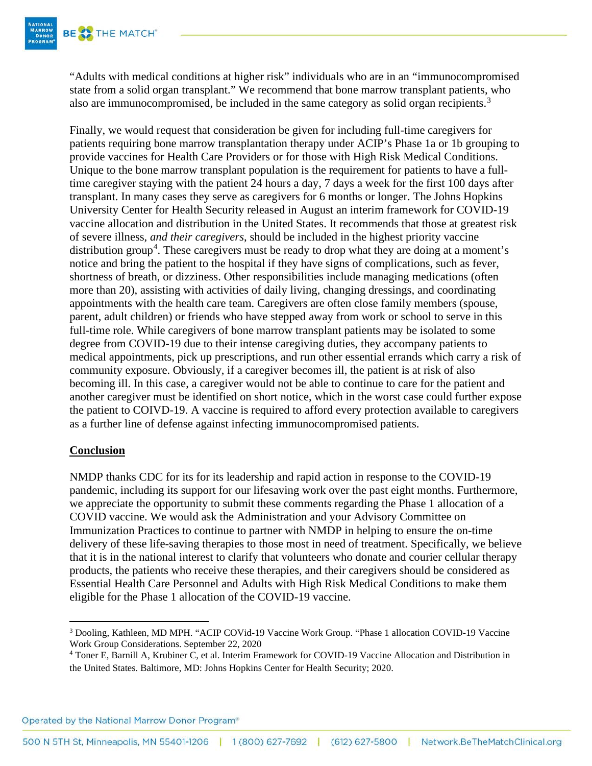"Adults with medical conditions at higher risk" individuals who are in an "immunocompromised state from a solid organ transplant." We recommend that bone marrow transplant patients, who also are immunocompromised, be included in the same category as solid organ recipients.[3]

Finally, we would request that consideration be given for including full-time caregivers for patients requiring bone marrow transplantation therapy under ACIP's Phase 1a or 1b grouping to provide vaccines for Health Care Providers or for those with High Risk Medical Conditions. Unique to the bone marrow transplant population is the requirement for patients to have a full-time caregiver staying with the patient 24 hours a day, 7 days a week for the first 100 days after transplant. In many cases they serve as caregivers for 6 months or longer. The Johns Hopkins University Center for Health Security released in August an interim framework for COVID-19 vaccine allocation and distribution in the United States. It recommends that those at greatest risk of severe illness, *and their caregivers*, should be included in the highest priority vaccine distribution group[4]. These caregivers must be ready to drop what they are doing at a moment's notice and bring the patient to the hospital if they have signs of complications, such as fever, shortness of breath, or dizziness. Other responsibilities include managing medications (often more than 20), assisting with activities of daily living, changing dressings, and coordinating appointments with the health care team. Caregivers are often close family members (spouse, parent, adult children) or friends who have stepped away from work or school to serve in this full-time role. While caregivers of bone marrow transplant patients may be isolated to some degree from COVID-19 due to their intense caregiving duties, they accompany patients to medical appointments, pick up prescriptions, and run other essential errands which carry a risk of community exposure. Obviously, if a caregiver becomes ill, the patient is at risk of also becoming ill. In this case, a caregiver would not be able to continue to care for the patient and another caregiver must be identified on short notice, which in the worst case could further expose the patient to COIVD-19. A vaccine is required to afford every protection available to caregivers as a further line of defense against infecting immunocompromised patients.

## Conclusion

NMDP thanks CDC for its for its leadership and rapid action in response to the COVID-19 pandemic, including its support for our lifesaving work over the past eight months. Furthermore, we appreciate the opportunity to submit these comments regarding the Phase 1 allocation of a COVID vaccine. We would ask the Administration and your Advisory Committee on Immunization Practices to continue to partner with NMDP in helping to ensure the on-time delivery of these life-saving therapies to those most in need of treatment. Specifically, we believe that it is in the national interest to clarify that volunteers who donate and courier cellular therapy products, the patients who receive these therapies, and their caregivers should be considered as Essential Health Care Personnel and Adults with High Risk Medical Conditions to make them eligible for the Phase 1 allocation of the COVID-19 vaccine.

---

[3] Dooling, Kathleen, MD MPH. "ACIP COVid-19 Vaccine Work Group. "Phase 1 allocation COVID-19 Vaccine Work Group Considerations. September 22, 2020

[4] Toner E, Barnill A, Krubiner C, et al. Interim Framework for COVID-19 Vaccine Allocation and Distribution in the United States. Baltimore, MD: Johns Hopkins Center for Health Security; 2020.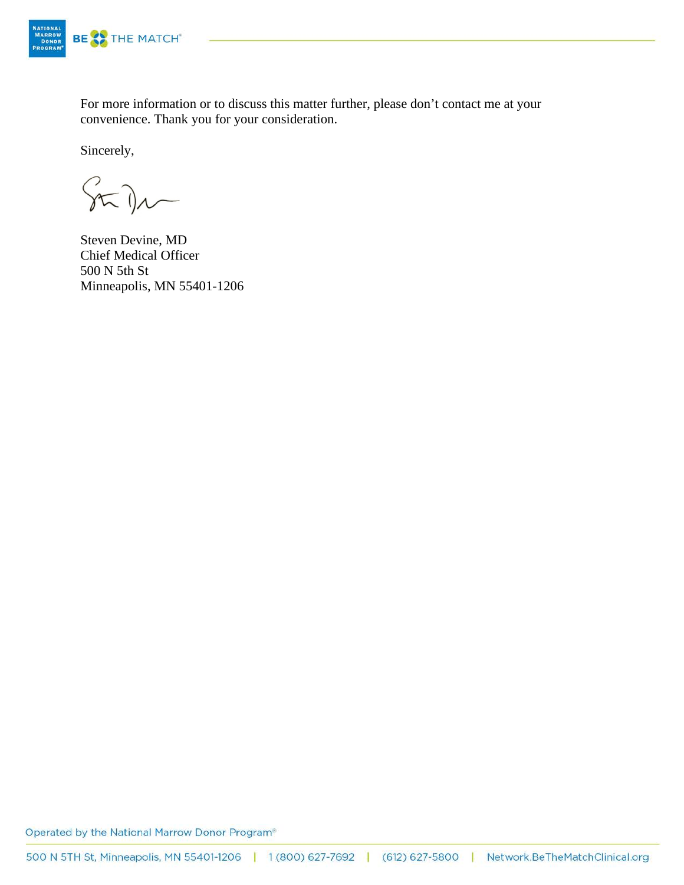For more information or to discuss this matter further, please don't contact me at your convenience. Thank you for your consideration.

Sincerely,

Steven Devine, MD
Chief Medical Officer
500 N 5th St
Minneapolis, MN 55401-1206